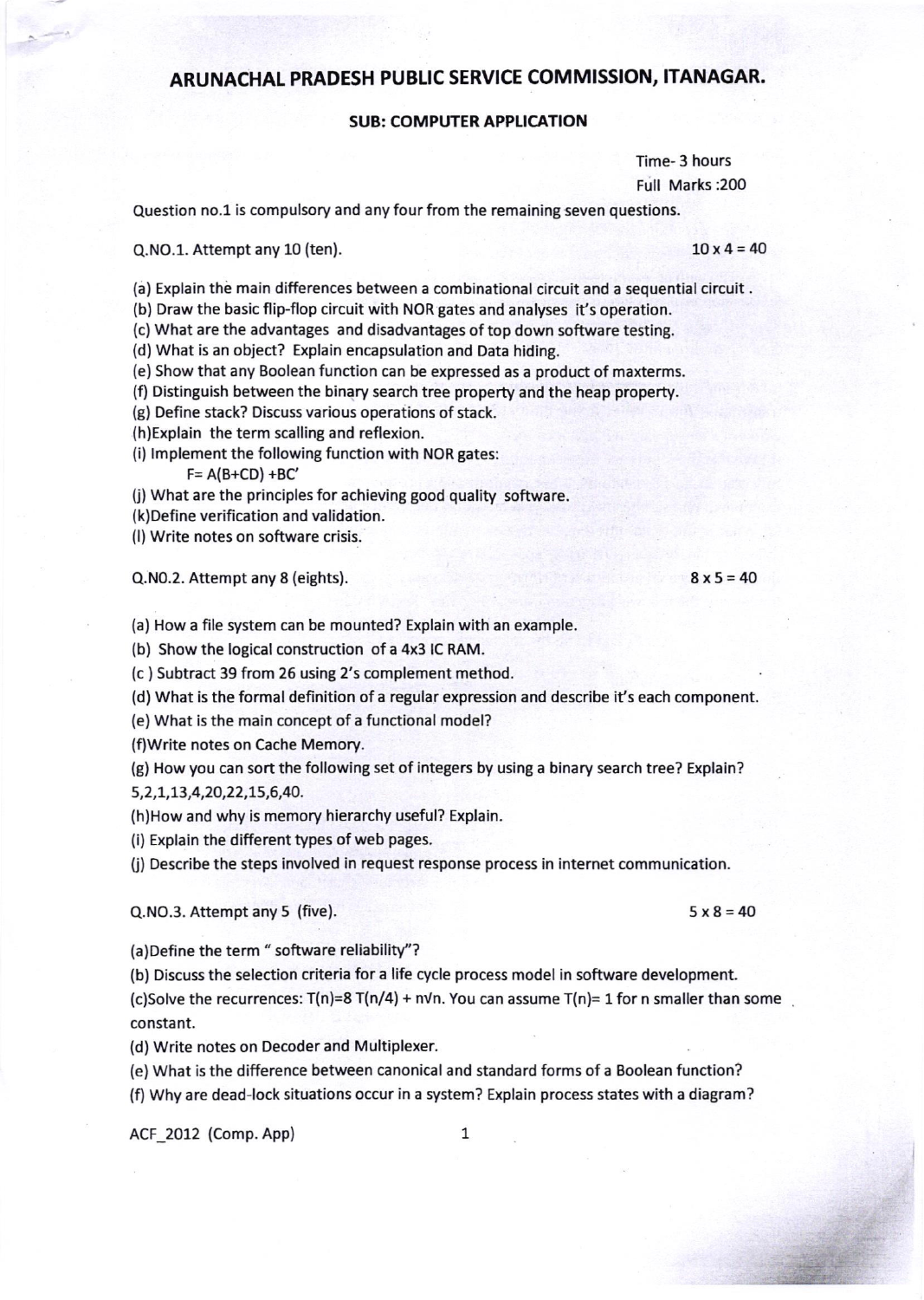# ARUNACHAL PRADESH PUBLIC SERVICE COMMISSION, ITANAGAR.

## SUB: COMPUTER APPLICATION

Time- 3 hours

Full Marks :200

Question no.1 is compulsory and any four from the remaining seven questions.

Q.NO.1. Attempt any 10 (ten). $10 \times 4 = 40$

(a) Explain the main differences between a combinational circuit and a sequential circuit .

(b) Draw the basic flip-flop circuit with NOR gates and analyses it's operation.

(c) What are the advantages and disadvantages of top down software testing.

(d) What is an object? Explain encapsulation and Data hiding.

(e) Show that any Boolean function can be expressed as a product of maxterms.

(f) Distinguish between the binary search tree property and the heap property.

(g) Define stack? Discuss various operations of stack.

(h)Explain the term scalling and reflexion.

(i) Implement the following function with NOR gates:

$F= A(B+CD) +BC'$

(j) What are the principles for achieving good quality software.

(k)Define verification and validation.

(l) Write notes on software crisis.

Q.NO.2. Attempt any 8 (eights). $8 \times 5 = 40$

(a) How a file system can be mounted? Explain with an example.

(b) Show the logical construction of a 4x3 IC RAM.

(c ) Subtract 39 from 26 using 2's complement method.

(d) What is the formal definition of a regular expression and describe it's each component.

(e) What is the main concept of a functional model?

(f)Write notes on Cache Memory.

(g) How you can sort the following set of integers by using a binary search tree? Explain?
5,2,1,13,4,20,22,15,6,40.

(h)How and why is memory hierarchy useful? Explain.

(i) Explain the different types of web pages.

(j) Describe the steps involved in request response process in internet communication.

Q.NO.3. Attempt any 5 (five). $5 \times 8 = 40$

(a)Define the term " software reliability"?

(b) Discuss the selection criteria for a life cycle process model in software development.

(c)Solve the recurrences: $T(n)=8\,T(n/4) + n\sqrt{n}$. You can assume $T(n)= 1$ for n smaller than some constant.

(d) Write notes on Decoder and Multiplexer.

(e) What is the difference between canonical and standard forms of a Boolean function?

(f) Why are dead-lock situations occur in a system? Explain process states with a diagram?

ACF_2012 (Comp. App)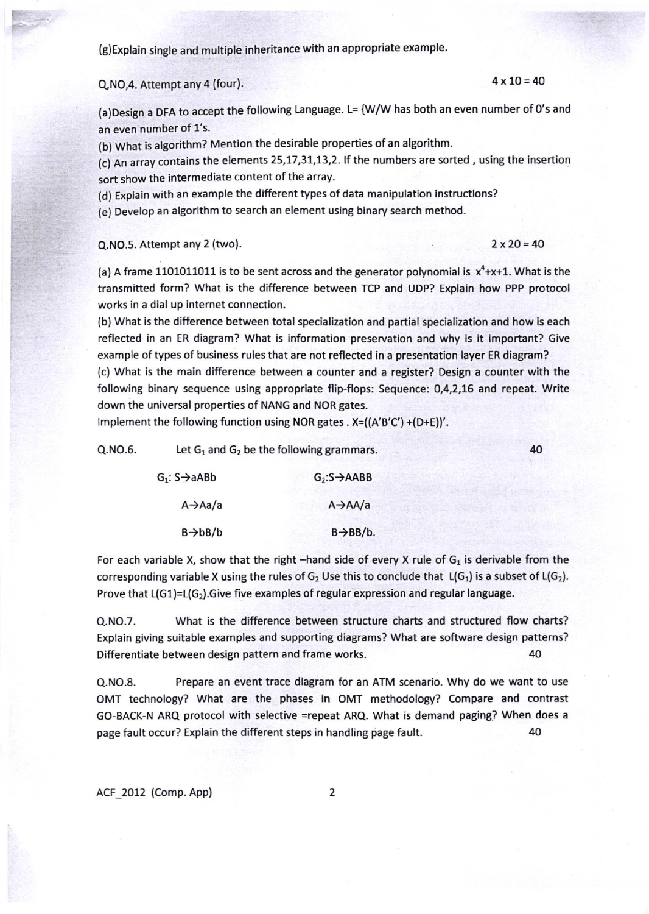(g)Explain single and multiple inheritance with an appropriate example.

Q,NO,4. Attempt any 4 (four). 4 x 10 = 40

(a)Design a DFA to accept the following Language. L= {W/W has both an even number of 0's and an even number of 1's.

(b) What is algorithm? Mention the desirable properties of an algorithm.

(c) An array contains the elements 25,17,31,13,2. If the numbers are sorted , using the insertion sort show the intermediate content of the array.

(d) Explain with an example the different types of data manipulation instructions?

(e) Develop an algorithm to search an element using binary search method.

Q.NO.5. Attempt any 2 (two). 2 x 20 = 40

(a) A frame 1101011011 is to be sent across and the generator polynomial is $x^4+x+1$. What is the transmitted form? What is the difference between TCP and UDP? Explain how PPP protocol works in a dial up internet connection.

(b) What is the difference between total specialization and partial specialization and how is each reflected in an ER diagram? What is information preservation and why is it important? Give example of types of business rules that are not reflected in a presentation layer ER diagram?

(c) What is the main difference between a counter and a register? Design a counter with the following binary sequence using appropriate flip-flops: Sequence: 0,4,2,16 and repeat. Write down the universal properties of NANG and NOR gates.

Implement the following function using NOR gates . X=((A'B'C') +(D+E))'.

Q.NO.6. Let $G_1$ and $G_2$ be the following grammars. 40

| | |
|---|---|
| $G_1$: S→aABb | $G_2$:S→AABB |
| A→Aa/a | A→AA/a |
| B→bB/b | B→BB/b. |

For each variable X, show that the right –hand side of every X rule of $G_1$ is derivable from the corresponding variable X using the rules of $G_2$ Use this to conclude that $L(G_1)$ is a subset of $L(G_2)$. Prove that L(G1)=$L(G_2)$.Give five examples of regular expression and regular language.

Q.NO.7. What is the difference between structure charts and structured flow charts? Explain giving suitable examples and supporting diagrams? What are software design patterns? Differentiate between design pattern and frame works. 40

Q.NO.8. Prepare an event trace diagram for an ATM scenario. Why do we want to use OMT technology? What are the phases in OMT methodology? Compare and contrast GO-BACK-N ARQ protocol with selective =repeat ARQ. What is demand paging? When does a page fault occur? Explain the different steps in handling page fault. 40

ACF_2012 (Comp. App)